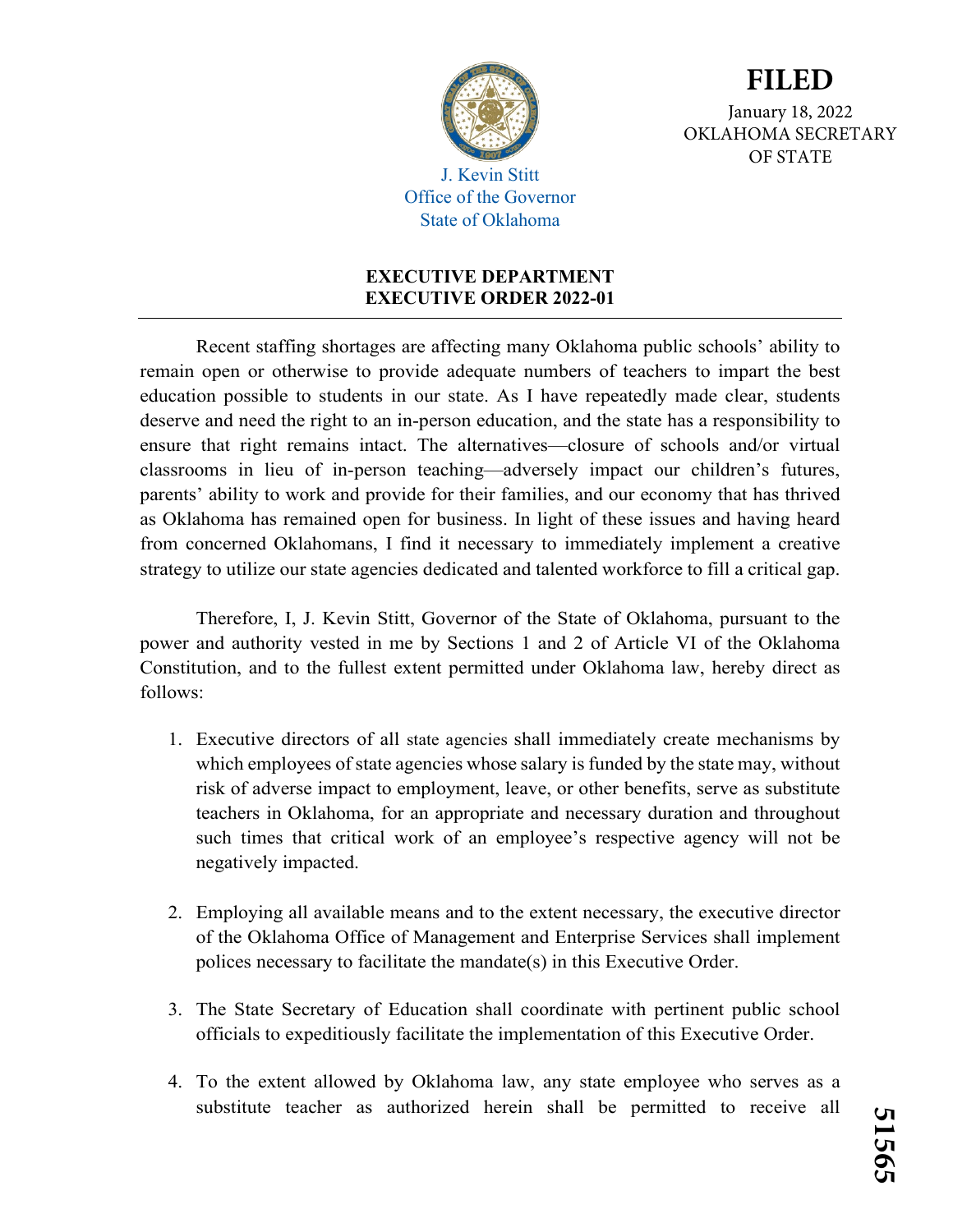J. Kevin Stitt
Office of the Governor
State of Oklahoma

**FILED**
January 18, 2022
OKLAHOMA SECRETARY OF STATE

**EXECUTIVE DEPARTMENT**
**EXECUTIVE ORDER 2022-01**

Recent staffing shortages are affecting many Oklahoma public schools' ability to remain open or otherwise to provide adequate numbers of teachers to impart the best education possible to students in our state. As I have repeatedly made clear, students deserve and need the right to an in-person education, and the state has a responsibility to ensure that right remains intact. The alternatives—closure of schools and/or virtual classrooms in lieu of in-person teaching—adversely impact our children's futures, parents' ability to work and provide for their families, and our economy that has thrived as Oklahoma has remained open for business. In light of these issues and having heard from concerned Oklahomans, I find it necessary to immediately implement a creative strategy to utilize our state agencies dedicated and talented workforce to fill a critical gap.

Therefore, I, J. Kevin Stitt, Governor of the State of Oklahoma, pursuant to the power and authority vested in me by Sections 1 and 2 of Article VI of the Oklahoma Constitution, and to the fullest extent permitted under Oklahoma law, hereby direct as follows:

1. Executive directors of all state agencies shall immediately create mechanisms by which employees of state agencies whose salary is funded by the state may, without risk of adverse impact to employment, leave, or other benefits, serve as substitute teachers in Oklahoma, for an appropriate and necessary duration and throughout such times that critical work of an employee's respective agency will not be negatively impacted.

2. Employing all available means and to the extent necessary, the executive director of the Oklahoma Office of Management and Enterprise Services shall implement polices necessary to facilitate the mandate(s) in this Executive Order.

3. The State Secretary of Education shall coordinate with pertinent public school officials to expeditiously facilitate the implementation of this Executive Order.

4. To the extent allowed by Oklahoma law, any state employee who serves as a substitute teacher as authorized herein shall be permitted to receive all

51565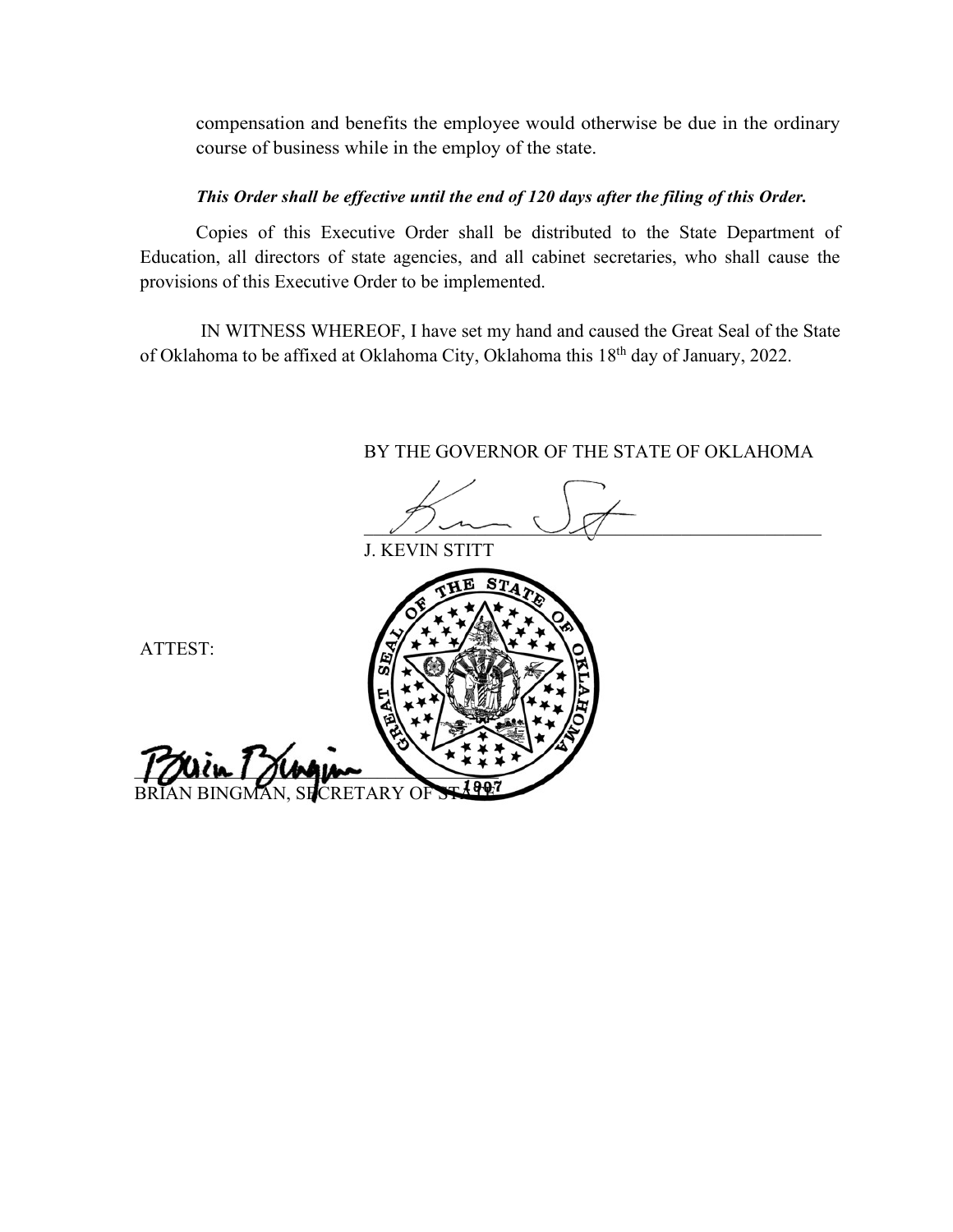compensation and benefits the employee would otherwise be due in the ordinary course of business while in the employ of the state.

***This Order shall be effective until the end of 120 days after the filing of this Order.***

Copies of this Executive Order shall be distributed to the State Department of Education, all directors of state agencies, and all cabinet secretaries, who shall cause the provisions of this Executive Order to be implemented.

IN WITNESS WHEREOF, I have set my hand and caused the Great Seal of the State of Oklahoma to be affixed at Oklahoma City, Oklahoma this 18th day of January, 2022.

BY THE GOVERNOR OF THE STATE OF OKLAHOMA

J. KEVIN STITT

ATTEST:

BRIAN BINGMAN, SECRETARY OF STATE